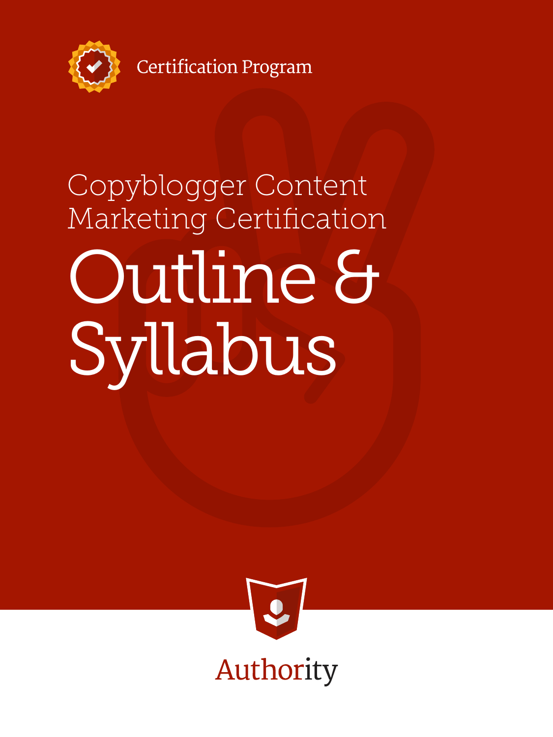Certification Program

Copyblogger Content Marketing Certification

# Outline & Syllabus

Authority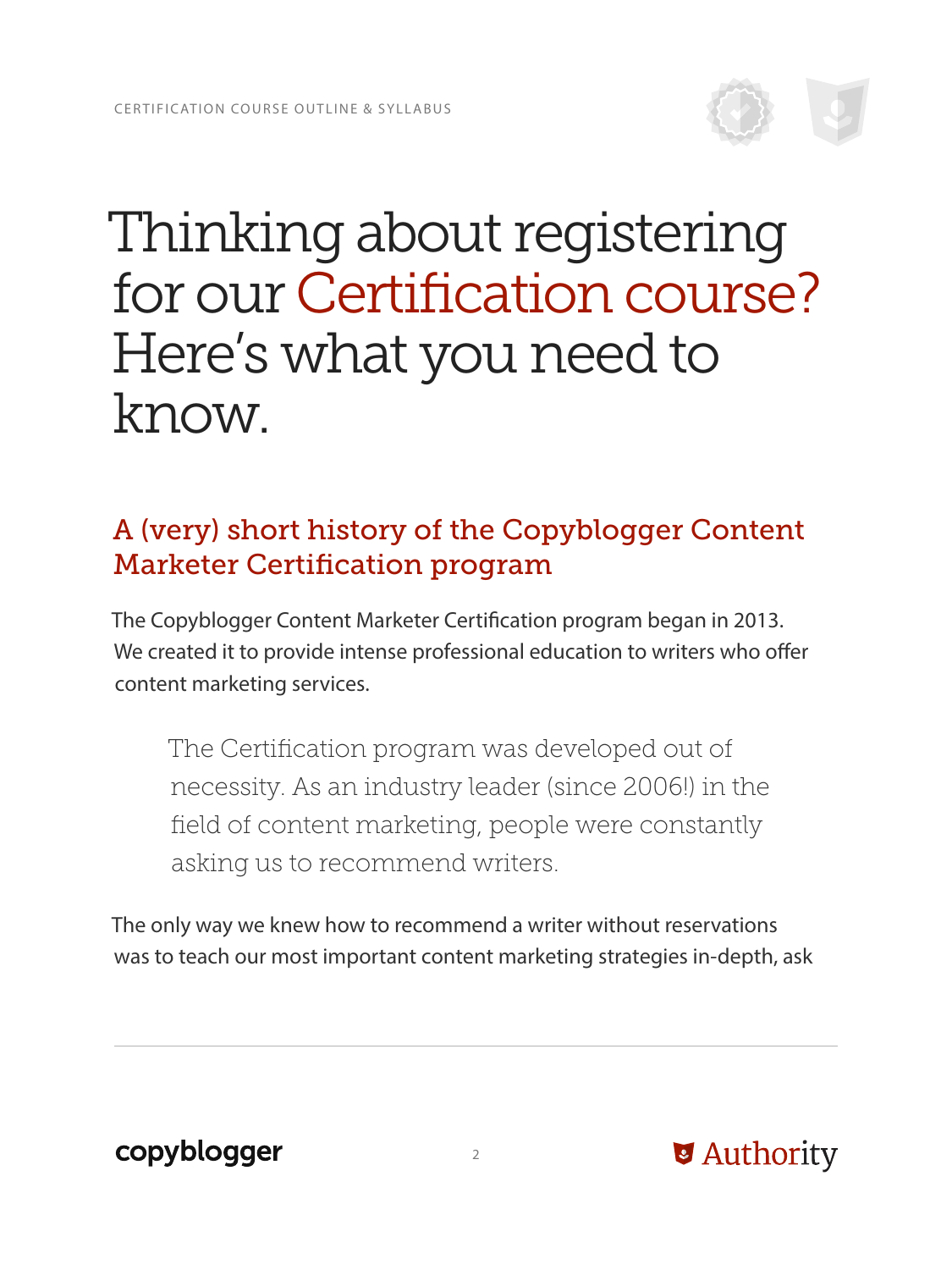# Thinking about registering for our Certification course? Here's what you need to know.

## A (very) short history of the Copyblogger Content Marketer Certification program

The Copyblogger Content Marketer Certification program began in 2013. We created it to provide intense professional education to writers who offer content marketing services.

> The Certification program was developed out of necessity. As an industry leader (since 2006!) in the field of content marketing, people were constantly asking us to recommend writers.

The only way we knew how to recommend a writer without reservations was to teach our most important content marketing strategies in-depth, ask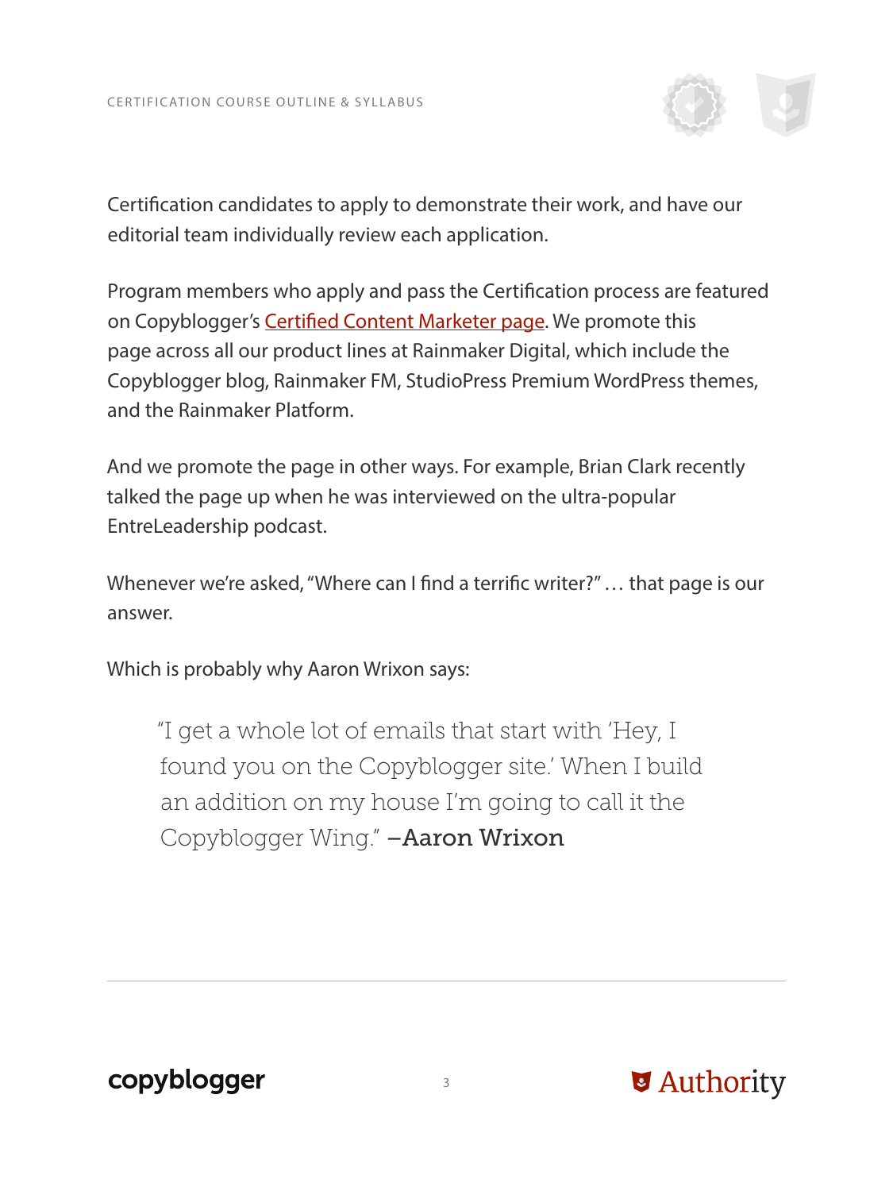Certification candidates to apply to demonstrate their work, and have our editorial team individually review each application.

Program members who apply and pass the Certification process are featured on Copyblogger's Certified Content Marketer page. We promote this page across all our product lines at Rainmaker Digital, which include the Copyblogger blog, Rainmaker FM, StudioPress Premium WordPress themes, and the Rainmaker Platform.

And we promote the page in other ways. For example, Brian Clark recently talked the page up when he was interviewed on the ultra-popular EntreLeadership podcast.

Whenever we're asked, "Where can I find a terrific writer?" … that page is our answer.

Which is probably why Aaron Wrixon says:

> "I get a whole lot of emails that start with 'Hey, I found you on the Copyblogger site.' When I build an addition on my house I'm going to call it the Copyblogger Wing." **–Aaron Wrixon**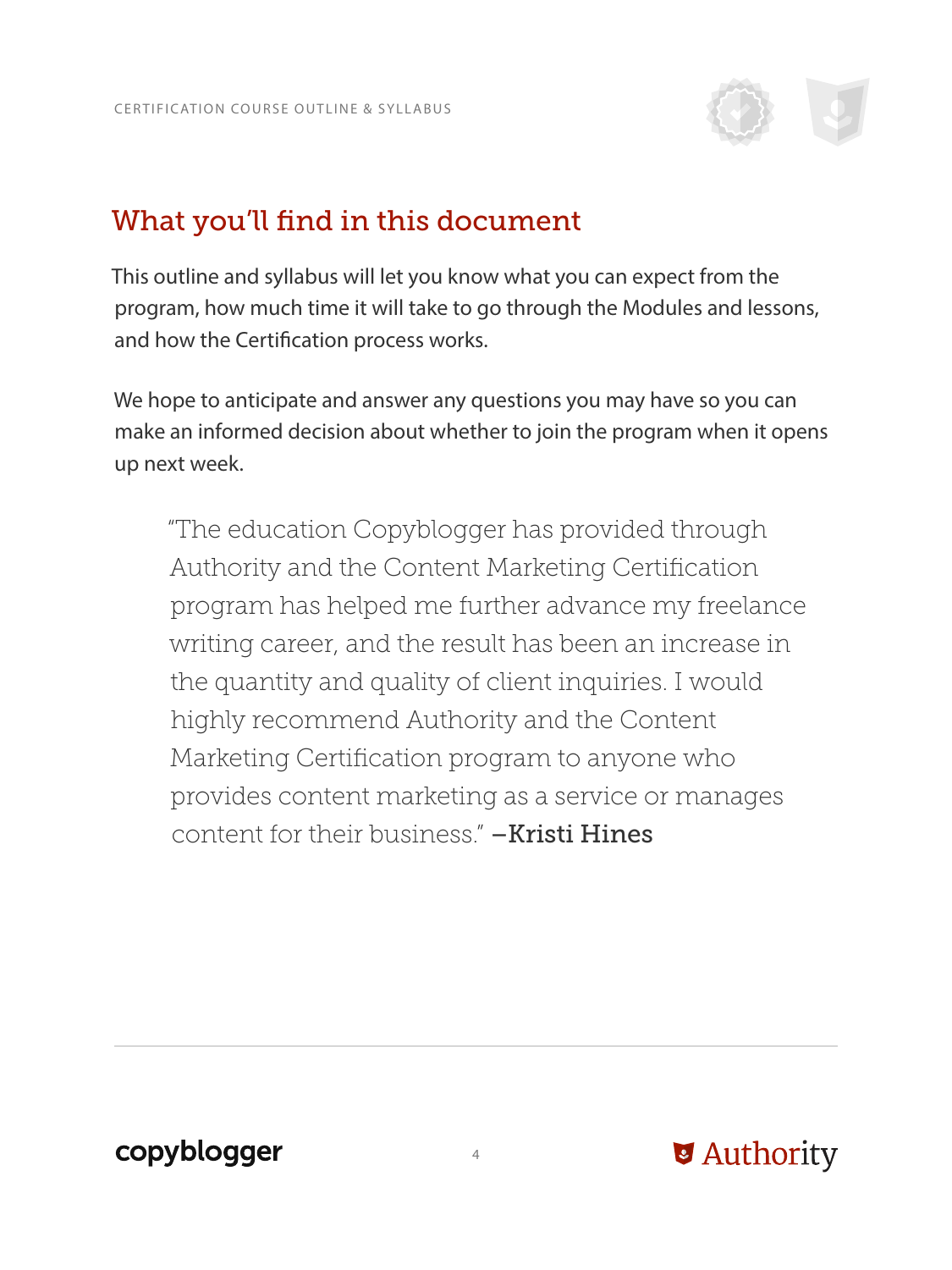## What you'll find in this document

This outline and syllabus will let you know what you can expect from the program, how much time it will take to go through the Modules and lessons, and how the Certification process works.

We hope to anticipate and answer any questions you may have so you can make an informed decision about whether to join the program when it opens up next week.

> "The education Copyblogger has provided through Authority and the Content Marketing Certification program has helped me further advance my freelance writing career, and the result has been an increase in the quantity and quality of client inquiries. I would highly recommend Authority and the Content Marketing Certification program to anyone who provides content marketing as a service or manages content for their business." –**Kristi Hines**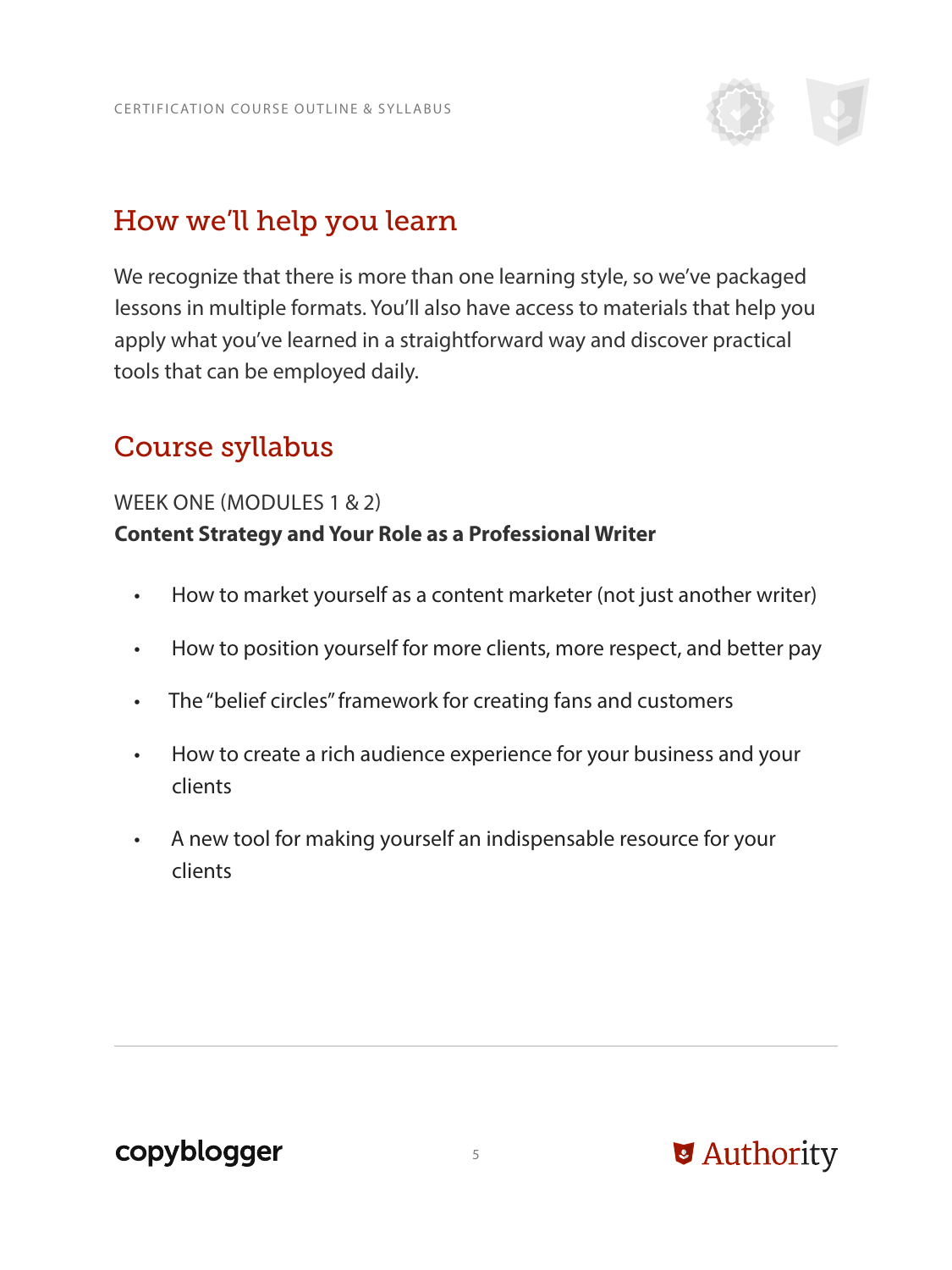## How we'll help you learn

We recognize that there is more than one learning style, so we've packaged lessons in multiple formats. You'll also have access to materials that help you apply what you've learned in a straightforward way and discover practical tools that can be employed daily.

## Course syllabus

WEEK ONE (MODULES 1 & 2)
**Content Strategy and Your Role as a Professional Writer**

- How to market yourself as a content marketer (not just another writer)
- How to position yourself for more clients, more respect, and better pay
- The "belief circles" framework for creating fans and customers
- How to create a rich audience experience for your business and your clients
- A new tool for making yourself an indispensable resource for your clients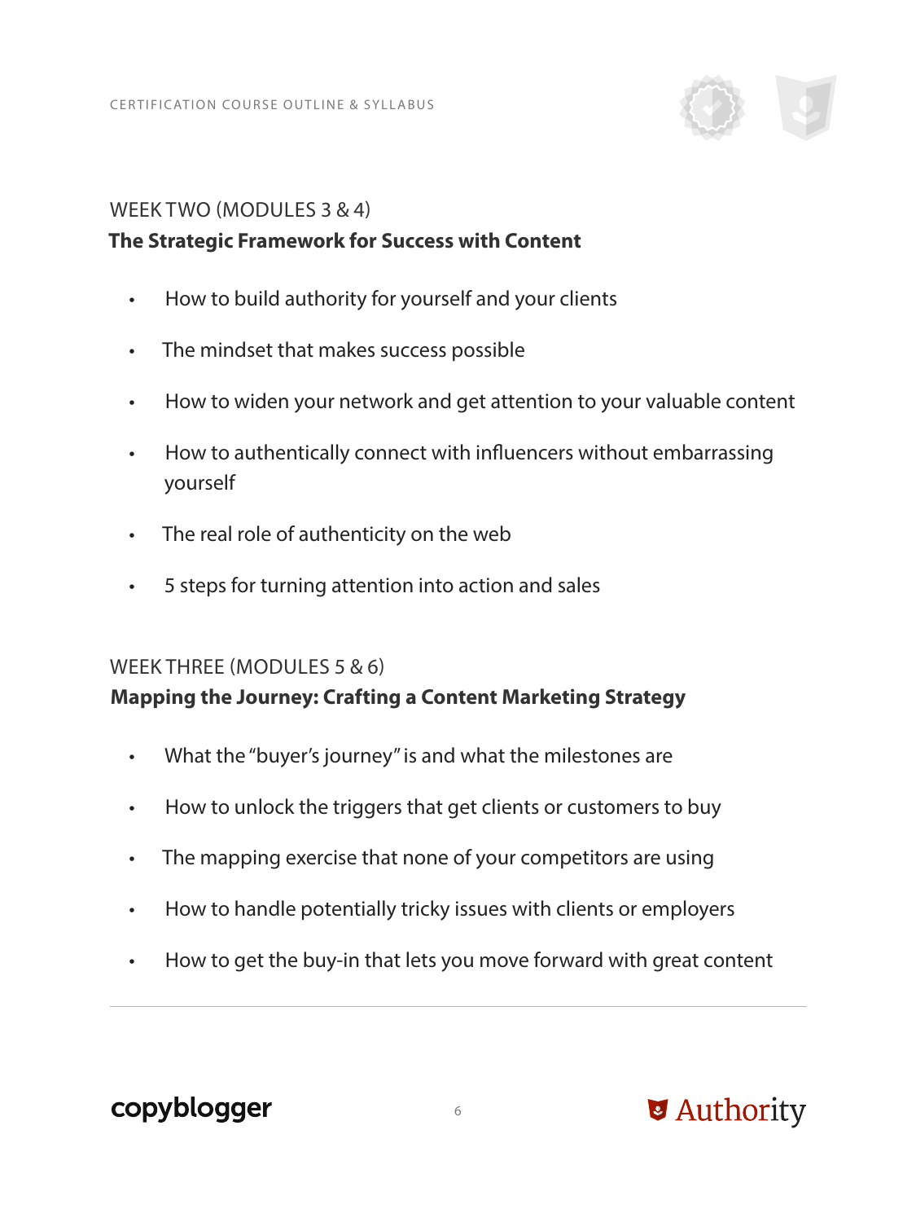## WEEK TWO (MODULES 3 & 4)

**The Strategic Framework for Success with Content**

- How to build authority for yourself and your clients
- The mindset that makes success possible
- How to widen your network and get attention to your valuable content
- How to authentically connect with influencers without embarrassing yourself
- The real role of authenticity on the web
- 5 steps for turning attention into action and sales

## WEEK THREE (MODULES 5 & 6)

**Mapping the Journey: Crafting a Content Marketing Strategy**

- What the "buyer's journey" is and what the milestones are
- How to unlock the triggers that get clients or customers to buy
- The mapping exercise that none of your competitors are using
- How to handle potentially tricky issues with clients or employers
- How to get the buy-in that lets you move forward with great content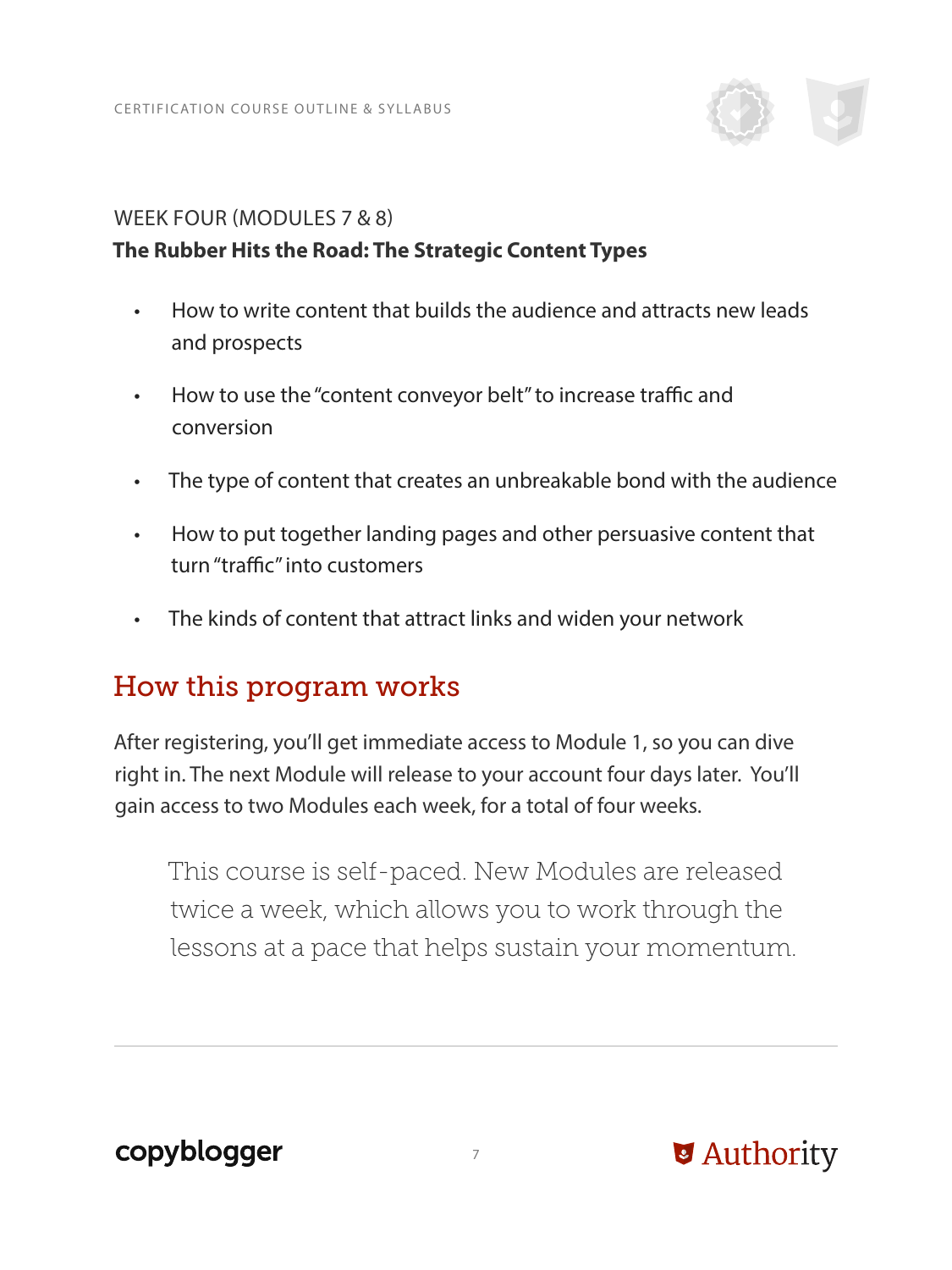WEEK FOUR (MODULES 7 & 8)

**The Rubber Hits the Road: The Strategic Content Types**

- How to write content that builds the audience and attracts new leads and prospects
- How to use the "content conveyor belt" to increase traffic and conversion
- The type of content that creates an unbreakable bond with the audience
- How to put together landing pages and other persuasive content that turn "traffic" into customers
- The kinds of content that attract links and widen your network

## How this program works

After registering, you'll get immediate access to Module 1, so you can dive right in. The next Module will release to your account four days later. You'll gain access to two Modules each week, for a total of four weeks.

> This course is self-paced. New Modules are released twice a week, which allows you to work through the lessons at a pace that helps sustain your momentum.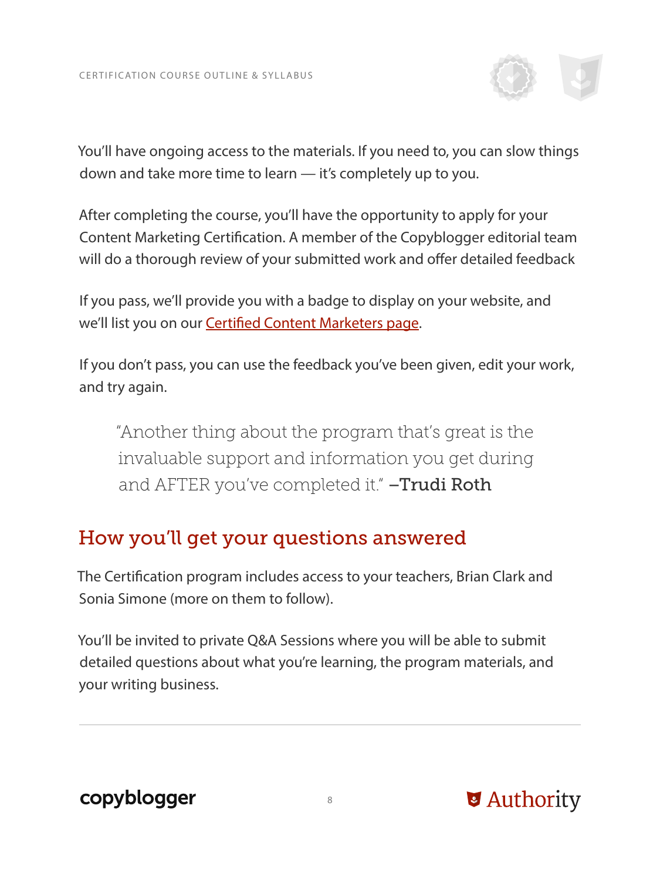You'll have ongoing access to the materials. If you need to, you can slow things down and take more time to learn — it's completely up to you.

After completing the course, you'll have the opportunity to apply for your Content Marketing Certification. A member of the Copyblogger editorial team will do a thorough review of your submitted work and offer detailed feedback

If you pass, we'll provide you with a badge to display on your website, and we'll list you on our Certified Content Marketers page.

If you don't pass, you can use the feedback you've been given, edit your work, and try again.

> "Another thing about the program that's great is the invaluable support and information you get during and AFTER you've completed it." –**Trudi Roth**

## How you'll get your questions answered

The Certification program includes access to your teachers, Brian Clark and Sonia Simone (more on them to follow).

You'll be invited to private Q&A Sessions where you will be able to submit detailed questions about what you're learning, the program materials, and your writing business.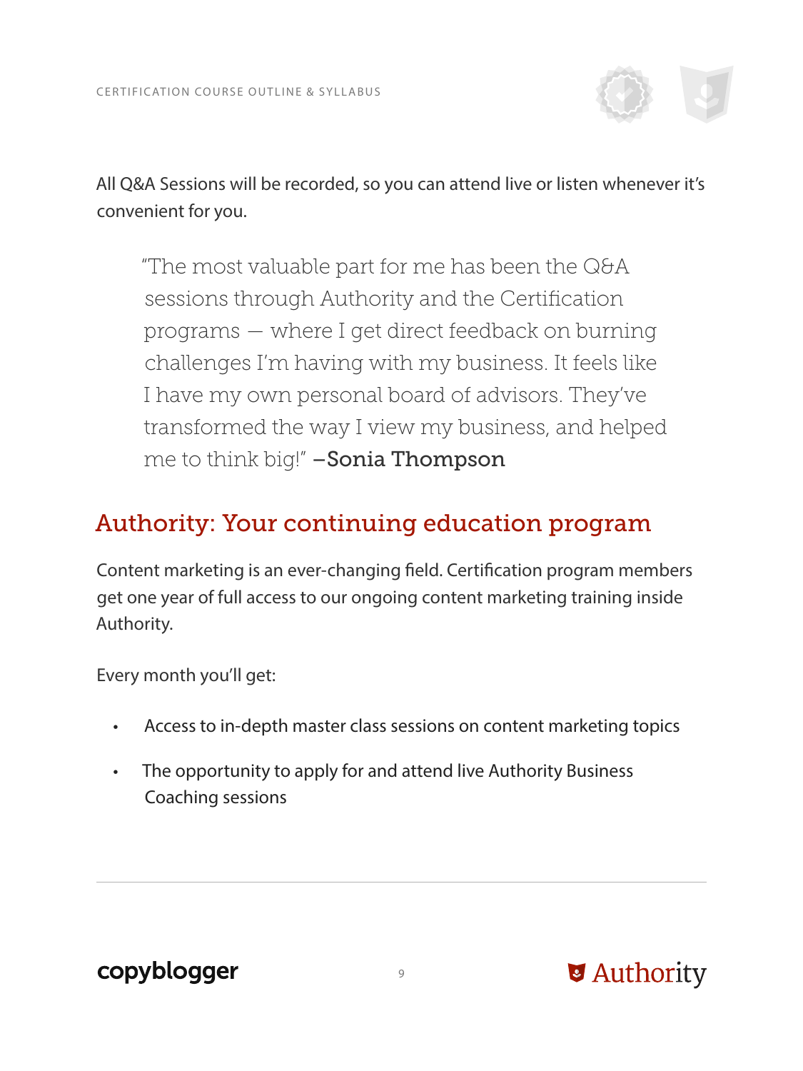All Q&A Sessions will be recorded, so you can attend live or listen whenever it's convenient for you.

> "The most valuable part for me has been the Q&A sessions through Authority and the Certification programs — where I get direct feedback on burning challenges I'm having with my business. It feels like I have my own personal board of advisors. They've transformed the way I view my business, and helped me to think big!" –**Sonia Thompson**

## Authority: Your continuing education program

Content marketing is an ever-changing field. Certification program members get one year of full access to our ongoing content marketing training inside Authority.

Every month you'll get:

- Access to in-depth master class sessions on content marketing topics
- The opportunity to apply for and attend live Authority Business Coaching sessions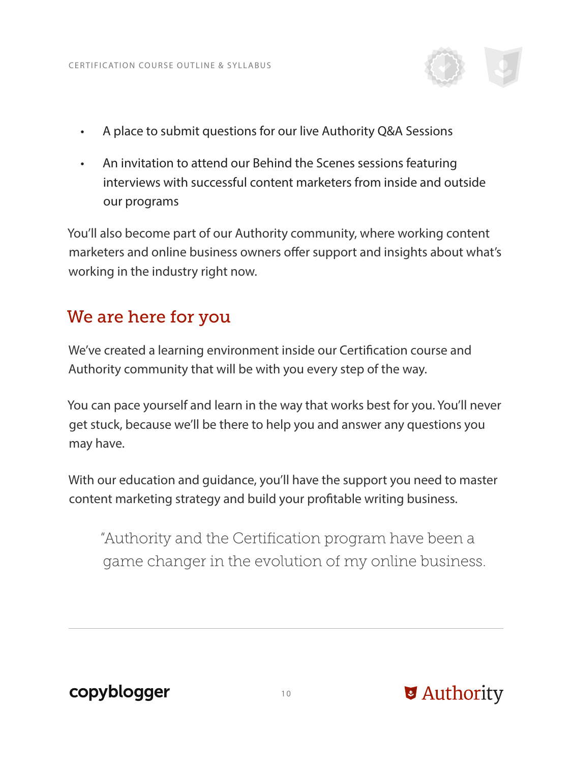- A place to submit questions for our live Authority Q&A Sessions
- An invitation to attend our Behind the Scenes sessions featuring interviews with successful content marketers from inside and outside our programs

You'll also become part of our Authority community, where working content marketers and online business owners offer support and insights about what's working in the industry right now.

## We are here for you

We've created a learning environment inside our Certification course and Authority community that will be with you every step of the way.

You can pace yourself and learn in the way that works best for you. You'll never get stuck, because we'll be there to help you and answer any questions you may have.

With our education and guidance, you'll have the support you need to master content marketing strategy and build your profitable writing business.

> "Authority and the Certification program have been a game changer in the evolution of my online business.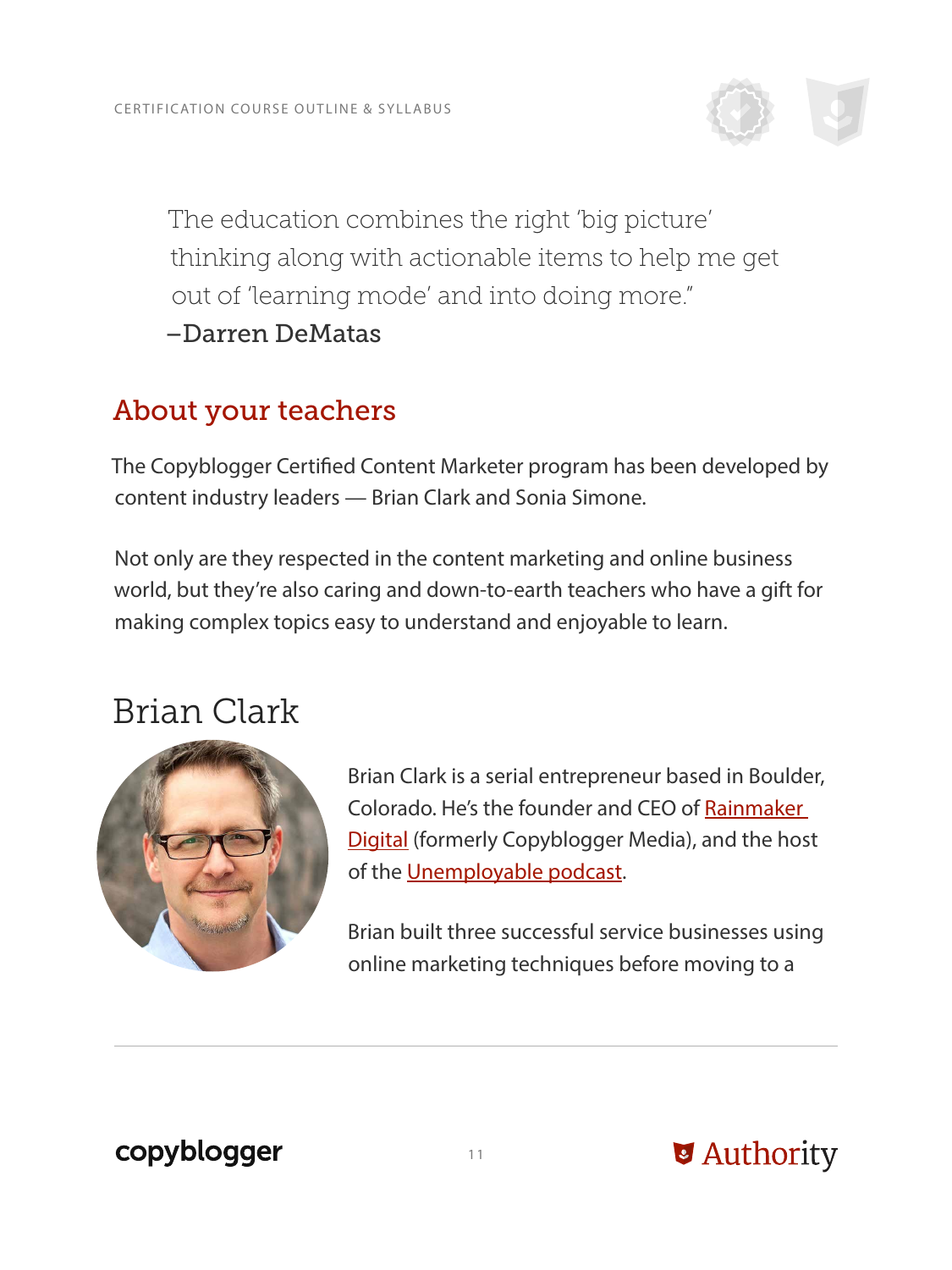> The education combines the right 'big picture' thinking along with actionable items to help me get out of 'learning mode' and into doing more."
>
> –Darren DeMatas

## About your teachers

The Copyblogger Certified Content Marketer program has been developed by content industry leaders — Brian Clark and Sonia Simone.

Not only are they respected in the content marketing and online business world, but they're also caring and down-to-earth teachers who have a gift for making complex topics easy to understand and enjoyable to learn.

### Brian Clark

Brian Clark is a serial entrepreneur based in Boulder, Colorado. He's the founder and CEO of Rainmaker Digital (formerly Copyblogger Media), and the host of the Unemployable podcast.

Brian built three successful service businesses using online marketing techniques before moving to a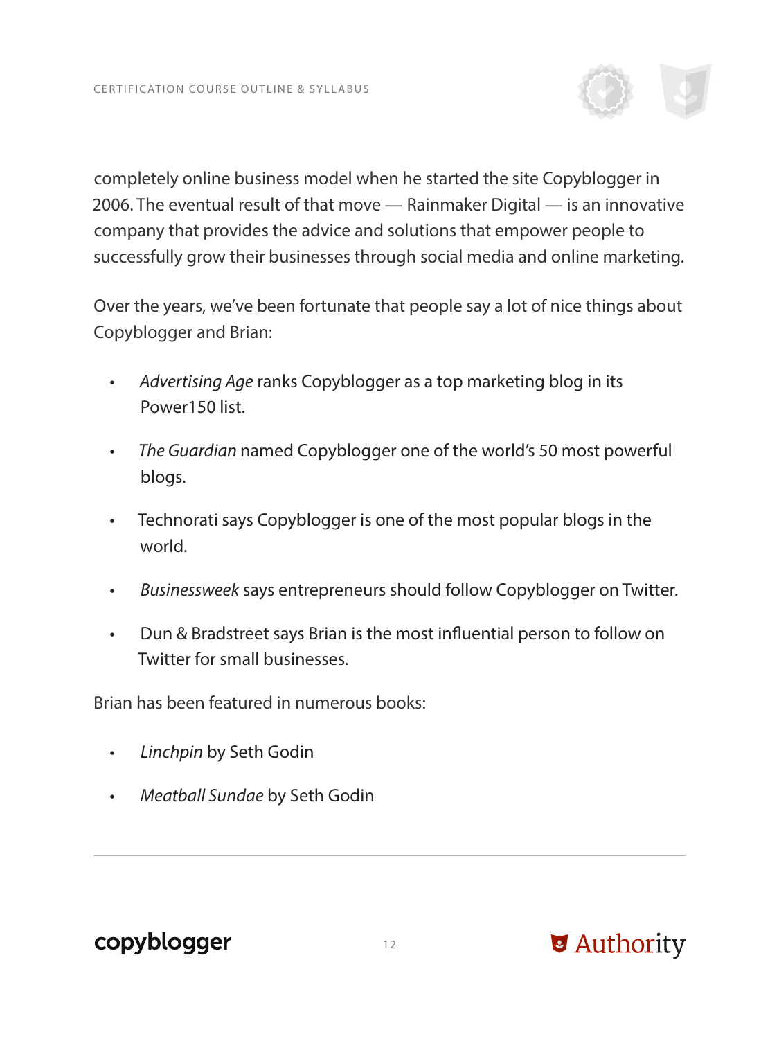completely online business model when he started the site Copyblogger in 2006. The eventual result of that move — Rainmaker Digital — is an innovative company that provides the advice and solutions that empower people to successfully grow their businesses through social media and online marketing.

Over the years, we've been fortunate that people say a lot of nice things about Copyblogger and Brian:

- *Advertising Age* ranks Copyblogger as a top marketing blog in its Power150 list.
- *The Guardian* named Copyblogger one of the world's 50 most powerful blogs.
- Technorati says Copyblogger is one of the most popular blogs in the world.
- *Businessweek* says entrepreneurs should follow Copyblogger on Twitter.
- Dun & Bradstreet says Brian is the most influential person to follow on Twitter for small businesses.

Brian has been featured in numerous books:

- *Linchpin* by Seth Godin
- *Meatball Sundae* by Seth Godin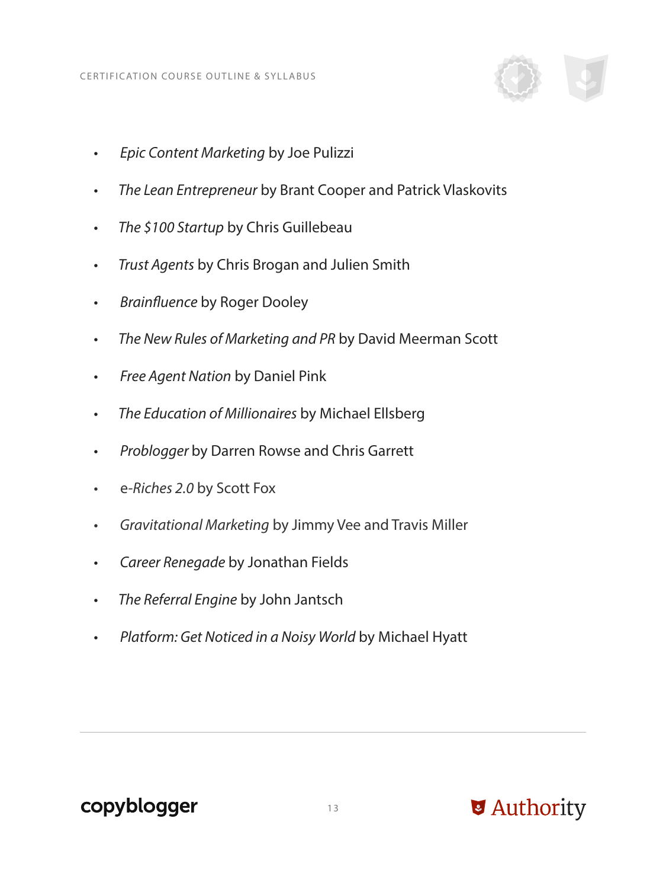- *Epic Content Marketing* by Joe Pulizzi
- *The Lean Entrepreneur* by Brant Cooper and Patrick Vlaskovits
- *The $100 Startup* by Chris Guillebeau
- *Trust Agents* by Chris Brogan and Julien Smith
- *Brainfluence* by Roger Dooley
- *The New Rules of Marketing and PR* by David Meerman Scott
- *Free Agent Nation* by Daniel Pink
- *The Education of Millionaires* by Michael Ellsberg
- *Problogger* by Darren Rowse and Chris Garrett
- e-*Riches 2.0* by Scott Fox
- *Gravitational Marketing* by Jimmy Vee and Travis Miller
- *Career Renegade* by Jonathan Fields
- *The Referral Engine* by John Jantsch
- *Platform: Get Noticed in a Noisy World* by Michael Hyatt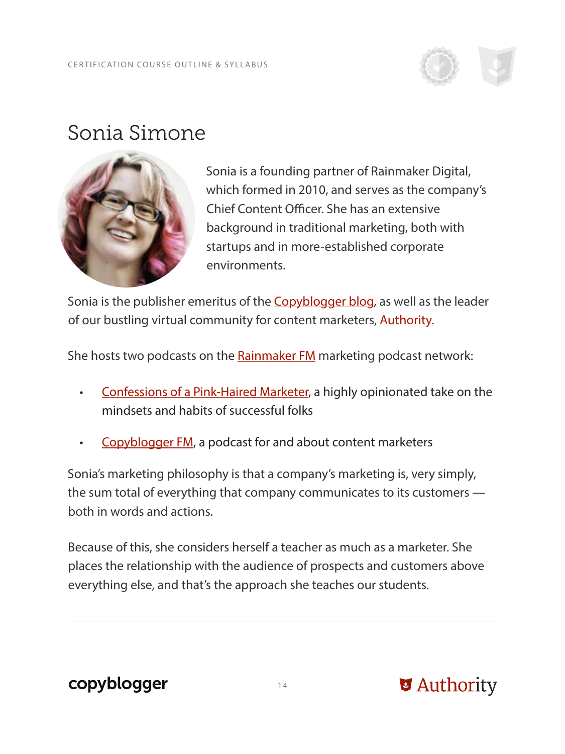# Sonia Simone

Sonia is a founding partner of Rainmaker Digital, which formed in 2010, and serves as the company's Chief Content Officer. She has an extensive background in traditional marketing, both with startups and in more-established corporate environments.

Sonia is the publisher emeritus of the Copyblogger blog, as well as the leader of our bustling virtual community for content marketers, Authority.

She hosts two podcasts on the Rainmaker FM marketing podcast network:

- Confessions of a Pink-Haired Marketer, a highly opinionated take on the mindsets and habits of successful folks
- Copyblogger FM, a podcast for and about content marketers

Sonia's marketing philosophy is that a company's marketing is, very simply, the sum total of everything that company communicates to its customers — both in words and actions.

Because of this, she considers herself a teacher as much as a marketer. She places the relationship with the audience of prospects and customers above everything else, and that's the approach she teaches our students.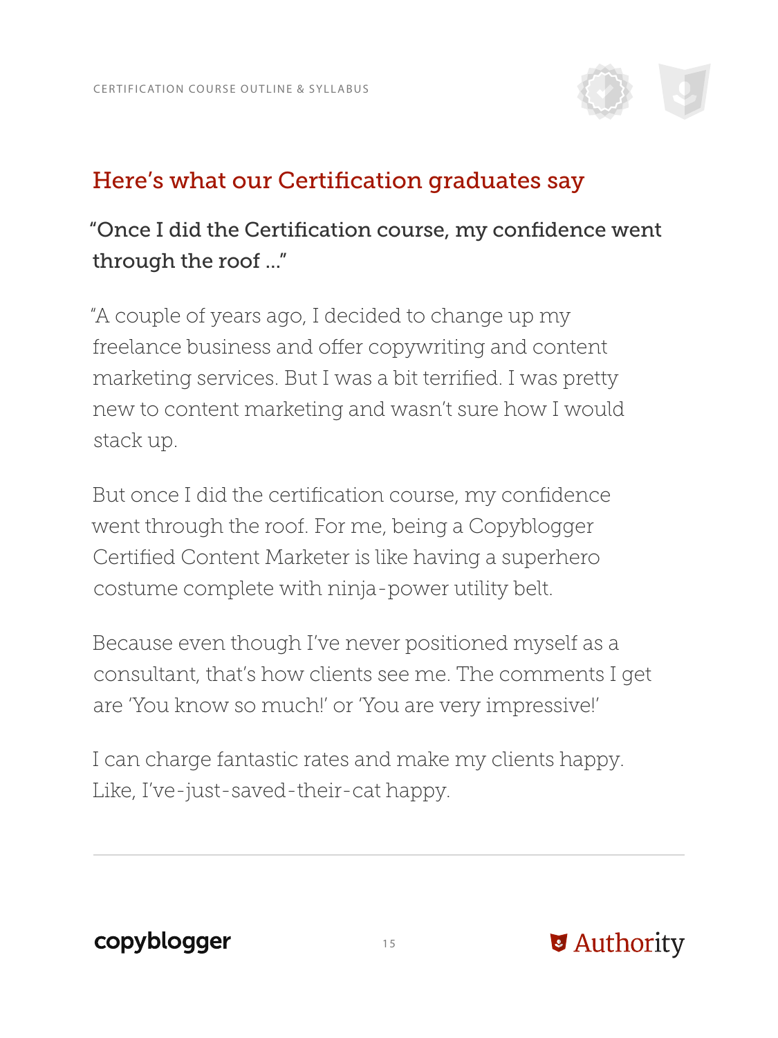## Here's what our Certification graduates say

### "Once I did the Certification course, my confidence went through the roof ..."

"A couple of years ago, I decided to change up my freelance business and offer copywriting and content marketing services. But I was a bit terrified. I was pretty new to content marketing and wasn't sure how I would stack up.

But once I did the certification course, my confidence went through the roof. For me, being a Copyblogger Certified Content Marketer is like having a superhero costume complete with ninja-power utility belt.

Because even though I've never positioned myself as a consultant, that's how clients see me. The comments I get are 'You know so much!' or 'You are very impressive!'

I can charge fantastic rates and make my clients happy. Like, I've-just-saved-their-cat happy.

---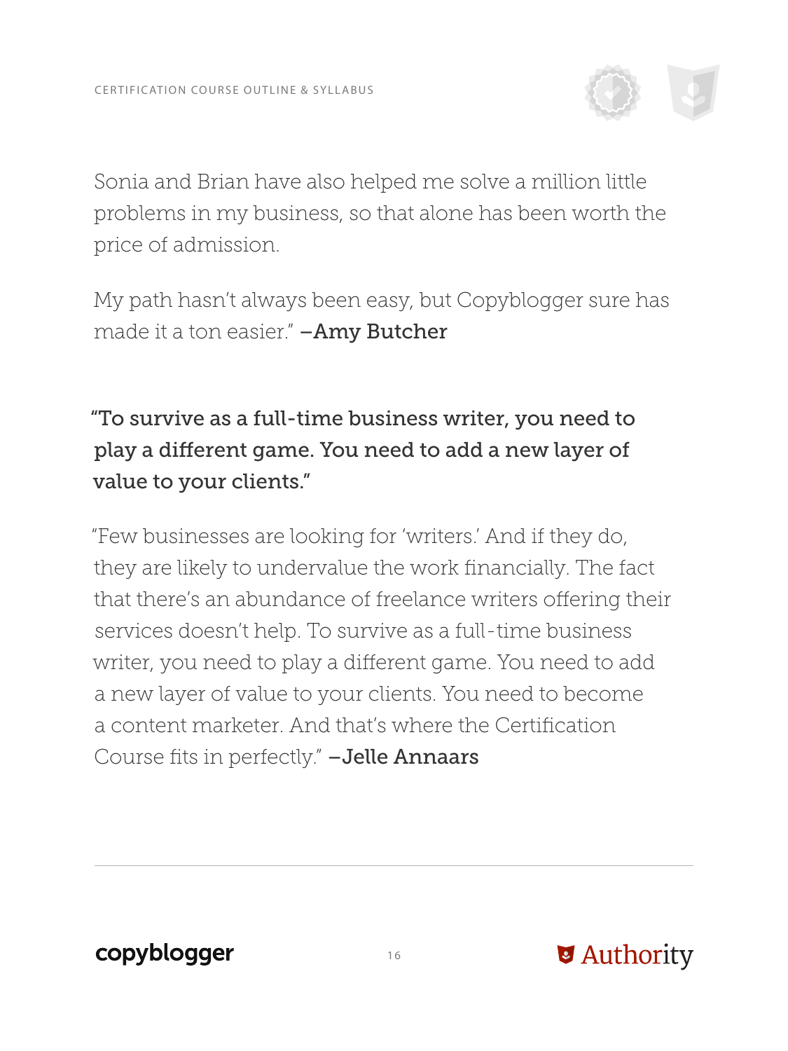Sonia and Brian have also helped me solve a million little problems in my business, so that alone has been worth the price of admission.

My path hasn't always been easy, but Copyblogger sure has made it a ton easier." **–Amy Butcher**

**"To survive as a full-time business writer, you need to play a different game. You need to add a new layer of value to your clients."**

"Few businesses are looking for 'writers.' And if they do, they are likely to undervalue the work financially. The fact that there's an abundance of freelance writers offering their services doesn't help. To survive as a full-time business writer, you need to play a different game. You need to add a new layer of value to your clients. You need to become a content marketer. And that's where the Certification Course fits in perfectly." **–Jelle Annaars**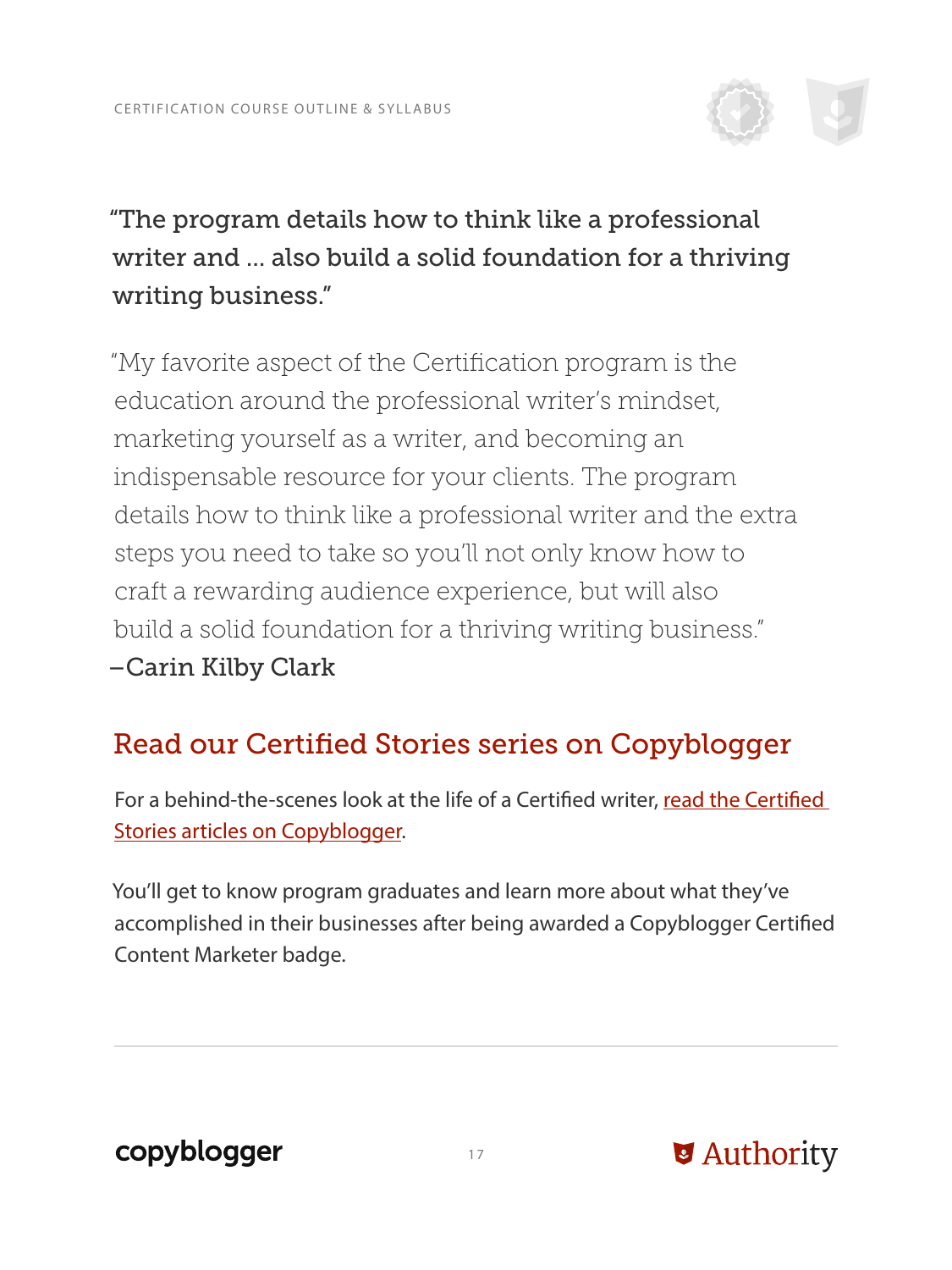"The program details how to think like a professional writer and ... also build a solid foundation for a thriving writing business."

"My favorite aspect of the Certification program is the education around the professional writer's mindset, marketing yourself as a writer, and becoming an indispensable resource for your clients. The program details how to think like a professional writer and the extra steps you need to take so you'll not only know how to craft a rewarding audience experience, but will also build a solid foundation for a thriving writing business."
–Carin Kilby Clark

## Read our Certified Stories series on Copyblogger

For a behind-the-scenes look at the life of a Certified writer, read the Certified Stories articles on Copyblogger.

You'll get to know program graduates and learn more about what they've accomplished in their businesses after being awarded a Copyblogger Certified Content Marketer badge.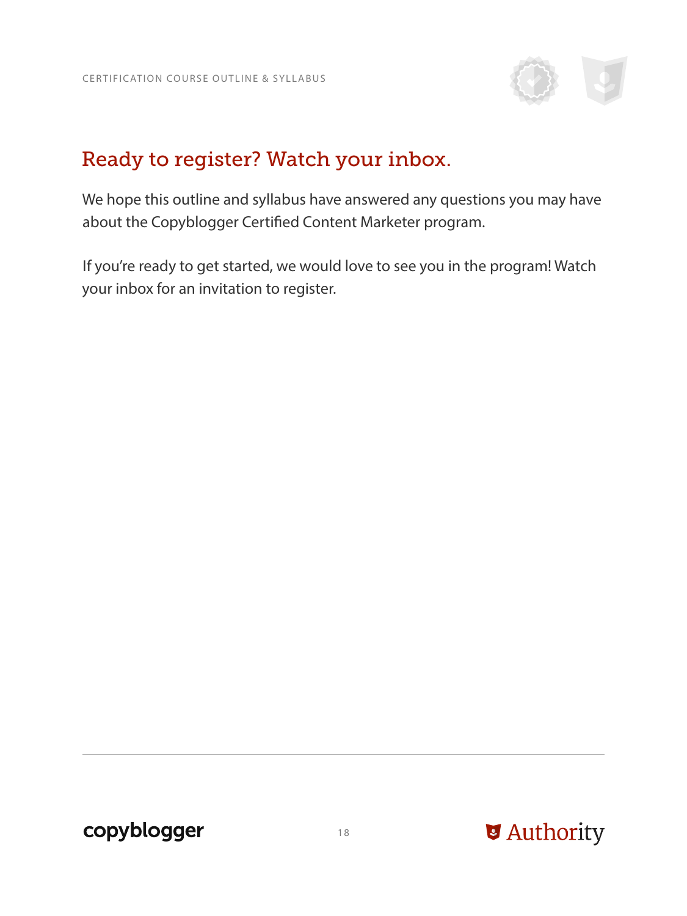## Ready to register? Watch your inbox.

We hope this outline and syllabus have answered any questions you may have about the Copyblogger Certified Content Marketer program.

If you're ready to get started, we would love to see you in the program! Watch your inbox for an invitation to register.